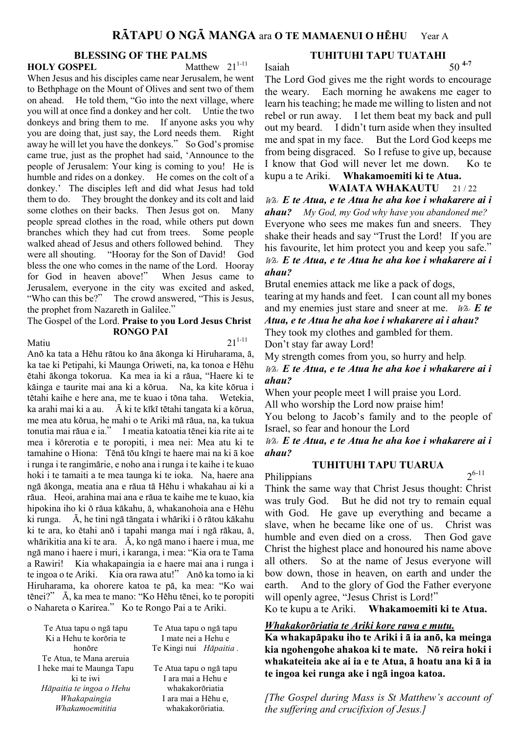# RĀTAPU O NGĀ MANGA ara O TE MAMAENUI O HĒHU Year A

## BLESSING OF THE PALMS

**HOLY GOSPEL** Matthew 21[1-11]

When Jesus and his disciples came near Jerusalem, he went to Bethphage on the Mount of Olives and sent two of them on ahead. He told them, "Go into the next village, where you will at once find a donkey and her colt. Untie the two donkeys and bring them to me. If anyone asks you why you are doing that, just say, the Lord needs them. Right away he will let you have the donkeys." So God's promise came true, just as the prophet had said, 'Announce to the people of Jerusalem: Your king is coming to you! He is humble and rides on a donkey. He comes on the colt of a donkey.' The disciples left and did what Jesus had told them to do. They brought the donkey and its colt and laid some clothes on their backs. Then Jesus got on. Many people spread clothes in the road, while others put down branches which they had cut from trees. Some people walked ahead of Jesus and others followed behind. They were all shouting. "Hooray for the Son of David! God bless the one who comes in the name of the Lord. Hooray for God in heaven above!" When Jesus came to Jerusalem, everyone in the city was excited and asked, "Who can this be?" The crowd answered, "This is Jesus, the prophet from Nazareth in Galilee."

The Gospel of the Lord. **Praise to you Lord Jesus Christ**

## RONGO PAI

Matiu 21[1-11]

Anō ka tata a Hēhu rātou ko āna ākonga ki Hiruharama, ā, ka tae ki Petipahi, ki Maunga Oriweti, na, ka tonoa e Hēhu ētahi ākonga tokorua. Ka mea ia ki a rāua, "Haere ki te kāinga e taurite mai ana ki a kōrua. Na, ka kite kōrua i tētahi kaihe e here ana, me te kuao i tōna taha. Wetekia, ka arahi mai ki a au. Ā ki te kīkī tētahi tangata ki a kōrua, me mea atu kōrua, he mahi o te Ariki mā rāua, na, ka tukua tonutia mai rāua e ia." I meatia katoatia tēnei kia rite ai te mea i kōrerotia e te poropiti, i mea nei: Mea atu ki te tamahine o Hiona: Tēnā tōu kīngi te haere mai na ki ā koe i runga i te rangimārie, e noho ana i runga i te kaihe i te kuao hoki i te tamaiti a te mea taunga ki te ioka. Na, haere ana ngā ākonga, meatia ana e rāua tā Hēhu i whakahau ai ki a rāua. Heoi, arahina mai ana e rāua te kaihe me te kuao, kia hipokina iho ki ō rāua kākahu, ā, whakanohoia ana e Hēhu ki runga. Ā, he tini ngā tāngata i whāriki i ō rātou kākahu ki te ara, ko ētahi anō i tapahi manga mai i ngā rākau, ā, whārikitia ana ki te ara. Ā, ko ngā mano i haere i mua, me ngā mano i haere i muri, i karanga, i mea: "Kia ora te Tama a Rawiri! Kia whakapaingia ia e haere mai ana i runga i te ingoa o te Ariki. Kia ora rawa atu!" Anō ka tomo ia ki Hiruharama, ka ohorere katoa te pā, ka mea: "Ko wai tēnei?" Ā, ka mea te mano: "Ko Hēhu tēnei, ko te poropiti o Nahareta o Karirea." Ko te Rongo Pai a te Ariki.

Te Atua tapu o ngā tapu
Ki a Hehu te korōria te honōre
Te Atua, te Mana areruia
I heke mai te Maunga Tapu ki te iwi
*Hāpaitia te ingoa o Hehu*
*Whakapaingia*
*Whakamoemititia*

Te Atua tapu o ngā tapu
I mate nei a Hehu e
Te Kingi nui *Hāpaitia .*

Te Atua tapu o ngā tapu
I ara mai a Hehu e
whakakorōriatia
I ara mai a Hēhu e,
whakakorōriatia.

## TUHITUHI TAPU TUATAHI

Isaiah 50[4-7]

The Lord God gives me the right words to encourage the weary. Each morning he awakens me eager to learn his teaching; he made me willing to listen and not rebel or run away. I let them beat my back and pull out my beard. I didn't turn aside when they insulted me and spat in my face. But the Lord God keeps me from being disgraced. So I refuse to give up, because I know that God will never let me down. Ko te kupu a te Ariki. **Whakamoemiti ki te Atua.**

## WAIATA WHAKAUTU 21 / 22

*Wh:* ***E te Atua, e te Atua he aha koe i whakarere ai i ahau?*** *My God, my God why have you abandoned me?*

Everyone who sees me makes fun and sneers. They shake their heads and say "Trust the Lord! If you are his favourite, let him protect you and keep you safe."

*Wh:* ***E te Atua, e te Atua he aha koe i whakarere ai i ahau?***

Brutal enemies attack me like a pack of dogs, tearing at my hands and feet. I can count all my bones and my enemies just stare and sneer at me. *Wh:* ***E te Atua, e te Atua he aha koe i whakarere ai i ahau?***

They took my clothes and gambled for them.
Don't stay far away Lord!
My strength comes from you, so hurry and help.

*Wh:* ***E te Atua, e te Atua he aha koe i whakarere ai i ahau?***

When your people meet I will praise you Lord.
All who worship the Lord now praise him!
You belong to Jacob's family and to the people of Israel, so fear and honour the Lord

*Wh:* ***E te Atua, e te Atua he aha koe i whakarere ai i ahau?***

## TUHITUHI TAPU TUARUA

Philippians 2[6-11]

Think the same way that Christ Jesus thought: Christ was truly God. But he did not try to remain equal with God. He gave up everything and became a slave, when he became like one of us. Christ was humble and even died on a cross. Then God gave Christ the highest place and honoured his name above all others. So at the name of Jesus everyone will bow down, those in heaven, on earth and under the earth. And to the glory of God the Father everyone will openly agree, "Jesus Christ is Lord!"

Ko te kupu a te Ariki. **Whakamoemiti ki te Atua.**

***Whakakorōriatia te Ariki kore rawa e mutu.***

**Ka whakapāpaku iho te Ariki i ā ia anō, ka meinga kia ngohengohe ahakoa ki te mate. Nō reira hoki i whakateiteia ake ai ia e te Atua, ā hoatu ana ki ā ia te ingoa kei runga ake i ngā ingoa katoa.**

*[The Gospel during Mass is St Matthew's account of the suffering and crucifixion of Jesus.]*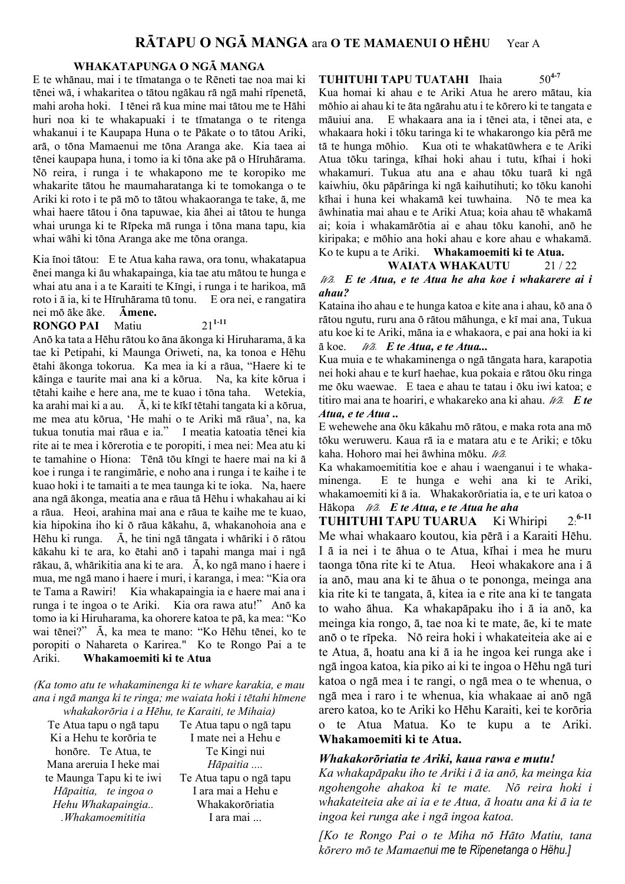# RĀTAPU O NGĀ MANGA ara O TE MAMAENUI O HĒHU Year A

### WHAKATAPUNGA O NGĀ MANGA

E te whānau, mai i te tīmatanga o te Rēneti tae noa mai ki tēnei wā, i whakaritea o tātou ngākau rā ngā mahi rīpenetā, mahi aroha hoki. I tēnei rā kua mine mai tātou me te Hāhi huri noa ki te whakapuaki i te tīmatanga o te ritenga whakanui i te Kaupapa Huna o te Pākate o to tātou Ariki, arā, o tōna Mamaenui me tōna Aranga ake. Kia taea ai tēnei kaupapa huna, i tomo ia ki tōna ake pā o Hīruhārama. Nō reira, i runga i te whakapono me te koropiko me whakarite tātou he maumaharatanga ki te tomokanga o te Ariki ki roto i te pā mō to tātou whakaoranga te take, ā, me whai haere tātou i ōna tapuwae, kia āhei ai tātou te hunga whai urunga ki te Rīpeka mā runga i tōna mana tapu, kia whai wāhi ki tōna Aranga ake me tōna oranga.

Kia īnoi tātou: E te Atua kaha rawa, ora tonu, whakatapua ēnei manga ki āu whakapainga, kia tae atu mātou te hunga e whai atu ana i a te Karaiti te Kīngi, i runga i te harikoa, mā roto i ā ia, ki te Hīruhārama tū tonu. E ora nei, e rangatira nei mō āke āke. **Āmene.**

**RONGO PAI** Matiu 21[1-11]

Anō ka tata a Hēhu rātou ko āna ākonga ki Hiruharama, ā ka tae ki Petipahi, ki Maunga Oriweti, na, ka tonoa e Hēhu ētahi ākonga tokorua. Ka mea ia ki a rāua, "Haere ki te kāinga e taurite mai ana ki a kōrua. Na, ka kite kōrua i tētahi kaihe e here ana, me te kuao i tōna taha. Wetekia, ka arahi mai ki a au. Ā, ki te kīkī tētahi tangata ki a kōrua, me mea atu kōrua, 'He mahi o te Ariki mā rāua', na, ka tukua tonutia mai rāua e ia." I meatia katoatia tēnei kia rite ai te mea i kōrerotia e te poropiti, i mea nei: Mea atu ki te tamahine o Hiona: Tēnā tōu kīngi te haere mai na ki ā koe i runga i te rangimārie, e noho ana i runga i te kaihe i te kuao hoki i te tamaiti a te mea taunga ki te ioka. Na, haere ana ngā ākonga, meatia ana e rāua tā Hēhu i whakahau ai ki a rāua. Heoi, arahina mai ana e rāua te kaihe me te kuao, kia hipokina iho ki ō rāua kākahu, ā, whakanohoia ana e Hēhu ki runga. Ā, he tini ngā tāngata i whāriki i ō rātou kākahu ki te ara, ko ētahi anō i tapahi manga mai i ngā rākau, ā, whārikitia ana ki te ara. Ā, ko ngā mano i haere i mua, me ngā mano i haere i muri, i karanga, i mea: "Kia ora te Tama a Rawiri! Kia whakapaingia ia e haere mai ana i runga i te ingoa o te Ariki. Kia ora rawa atu!" Anō ka tomo ia ki Hiruharama, ka ohorere katoa te pā, ka mea: "Ko wai tēnei?" Ā, ka mea te mano: "Ko Hēhu tēnei, ko te poropiti o Nahareta o Karirea." Ko te Rongo Pai a te Ariki. **Whakamoemiti ki te Atua**

*(Ka tomo atu te whakaminenga ki te whare karakia, e mau ana i ngā manga ki te ringa; me waiata hoki i tētahi hīmene whakakorōria i a Hēhu, te Karaiti, te Mihaia)*

Te Atua tapu o ngā tapu
Ki a Hehu te korōria te honōre. Te Atua, te Mana areruia I heke mai te Maunga Tapu ki te iwi
*Hāpaitia, te ingoa o Hehu Whakapaingia..*
*.Whakamoemititia*

Te Atua tapu o ngā tapu
I mate nei a Hehu e
Te Kingi nui
*Hāpaitia ....*
Te Atua tapu o ngā tapu
I ara mai a Hehu e
Whakakorōriatia
I ara mai ...

**TUHITUHI TAPU TUATAHI** Ihaia 50[4-7]

Kua homai ki ahau e te Ariki Atua he arero mātau, kia mōhio ai ahau ki te āta ngārahu atu i te kōrero ki te tangata e māuiui ana. E whakaara ana ia i tēnei ata, i tēnei ata, e whakaara hoki i tōku taringa ki te whakarongo kia pērā me tā te hunga mōhio. Kua oti te whakatūwhera e te Ariki Atua tōku taringa, kīhai hoki ahau i tutu, kīhai i hoki whakamuri. Tukua atu ana e ahau tōku tuarā ki ngā kaiwhiu, ōku pāpāringa ki ngā kaihutihuti; ko tōku kanohi kīhai i huna kei whakamā kei tuwhaina. Nō te mea ka āwhinatia mai ahau e te Ariki Atua; koia ahau tē whakamā ai; koia i whakamārōtia ai e ahau tōku kanohi, anō he kiripaka; e mōhio ana hoki ahau e kore ahau e whakamā. Ko te kupu a te Ariki. **Whakamoemiti ki te Atua.**

### WAIATA WHAKAUTU 21 / 22

*Wā.* ***E te Atua, e te Atua he aha koe i whakarere ai i ahau?***

Kataina iho ahau e te hunga katoa e kite ana i ahau, kō ana ō rātou ngutu, ruru ana ō rātou māhunga, e kī mai ana, Tukua atu koe ki te Ariki, māna ia e whakaora, e pai ana hoki ia ki ā koe. *Wā.* ***E te Atua, e te Atua...***

Kua muia e te whakaminenga o ngā tāngata hara, karapotia nei hoki ahau e te kurī haehae, kua pokaia e rātou ōku ringa me ōku waewae. E taea e ahau te tatau i ōku iwi katoa; e titiro mai ana te hoariri, e whakareko ana ki ahau. *Wā.* ***E te Atua, e te Atua ..***

E wehewehe ana ōku kākahu mō rātou, e maka rota ana mō tōku weruweru. Kaua rā ia e matara atu e te Ariki; e tōku kaha. Hohoro mai hei āwhina mōku. *Wā.*

Ka whakamoemititia koe e ahau i waenganui i te whakaminenga. E te hunga e wehi ana ki te Ariki, whakamoemiti ki ā ia. Whakakorōriatia ia, e te uri katoa o Hākopa *Wā.* ***E te Atua, e te Atua he aha***

**TUHITUHI TAPU TUARUA** Ki Whiripi 2[6-11]

Me whai whakaaro koutou, kia pērā i a Karaiti Hēhu. I ā ia nei i te āhua o te Atua, kīhai i mea he muru taonga tōna rite ki te Atua. Heoi whakakore ana i ā ia anō, mau ana ki te āhua o te pononga, meinga ana kia rite ki te tangata, ā, kitea ia e rite ana ki te tangata to waho āhua. Ka whakapāpaku iho i ā ia anō, ka meinga kia rongo, ā, tae noa ki te mate, āe, ki te mate anō o te rīpeka. Nō reira hoki i whakateiteia ake ai e te Atua, ā, hoatu ana ki ā ia he ingoa kei runga ake i ngā ingoa katoa, kia piko ai ki te ingoa o Hēhu ngā turi katoa o ngā mea i te rangi, o ngā mea o te whenua, o ngā mea i raro i te whenua, kia whakaae ai anō ngā arero katoa, ko te Ariki ko Hēhu Karaiti, kei te korōria o te Atua Matua. Ko te kupu a te Ariki. **Whakamoemiti ki te Atua.**

***Whakakorōriatia te Ariki, kaua rawa e mutu!***

*Ka whakapāpaku iho te Ariki i ā ia anō, ka meinga kia ngohengohe ahakoa ki te mate. Nō reira hoki i whakateiteia ake ai ia e te Atua, ā hoatu ana ki ā ia te ingoa kei runga ake i ngā ingoa katoa.*

*[Ko te Rongo Pai o te Miha nō Hāto Matiu, tana kōrero mō te Mamaenui me te Rīpenetanga o Hēhu.]*